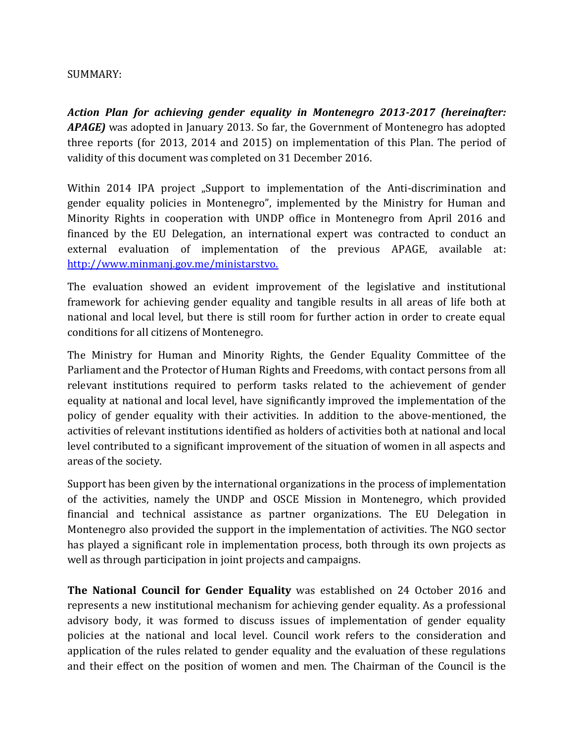SUMMARY:

***Action Plan for achieving gender equality in Montenegro 2013-2017 (hereinafter: APAGE)*** was adopted in January 2013. So far, the Government of Montenegro has adopted three reports (for 2013, 2014 and 2015) on implementation of this Plan. The period of validity of this document was completed on 31 December 2016.

Within 2014 IPA project „Support to implementation of the Anti-discrimination and gender equality policies in Montenegro", implemented by the Ministry for Human and Minority Rights in cooperation with UNDP office in Montenegro from April 2016 and financed by the EU Delegation, an international expert was contracted to conduct an external evaluation of implementation of the previous APAGE, available at: [http://www.minmanj.gov.me/ministarstvo.](http://www.minmanj.gov.me/ministarstvo.)

The evaluation showed an evident improvement of the legislative and institutional framework for achieving gender equality and tangible results in all areas of life both at national and local level, but there is still room for further action in order to create equal conditions for all citizens of Montenegro.

The Ministry for Human and Minority Rights, the Gender Equality Committee of the Parliament and the Protector of Human Rights and Freedoms, with contact persons from all relevant institutions required to perform tasks related to the achievement of gender equality at national and local level, have significantly improved the implementation of the policy of gender equality with their activities. In addition to the above-mentioned, the activities of relevant institutions identified as holders of activities both at national and local level contributed to a significant improvement of the situation of women in all aspects and areas of the society.

Support has been given by the international organizations in the process of implementation of the activities, namely the UNDP and OSCE Mission in Montenegro, which provided financial and technical assistance as partner organizations. The EU Delegation in Montenegro also provided the support in the implementation of activities. The NGO sector has played a significant role in implementation process, both through its own projects as well as through participation in joint projects and campaigns.

**The National Council for Gender Equality** was established on 24 October 2016 and represents a new institutional mechanism for achieving gender equality. As a professional advisory body, it was formed to discuss issues of implementation of gender equality policies at the national and local level. Council work refers to the consideration and application of the rules related to gender equality and the evaluation of these regulations and their effect on the position of women and men. The Chairman of the Council is the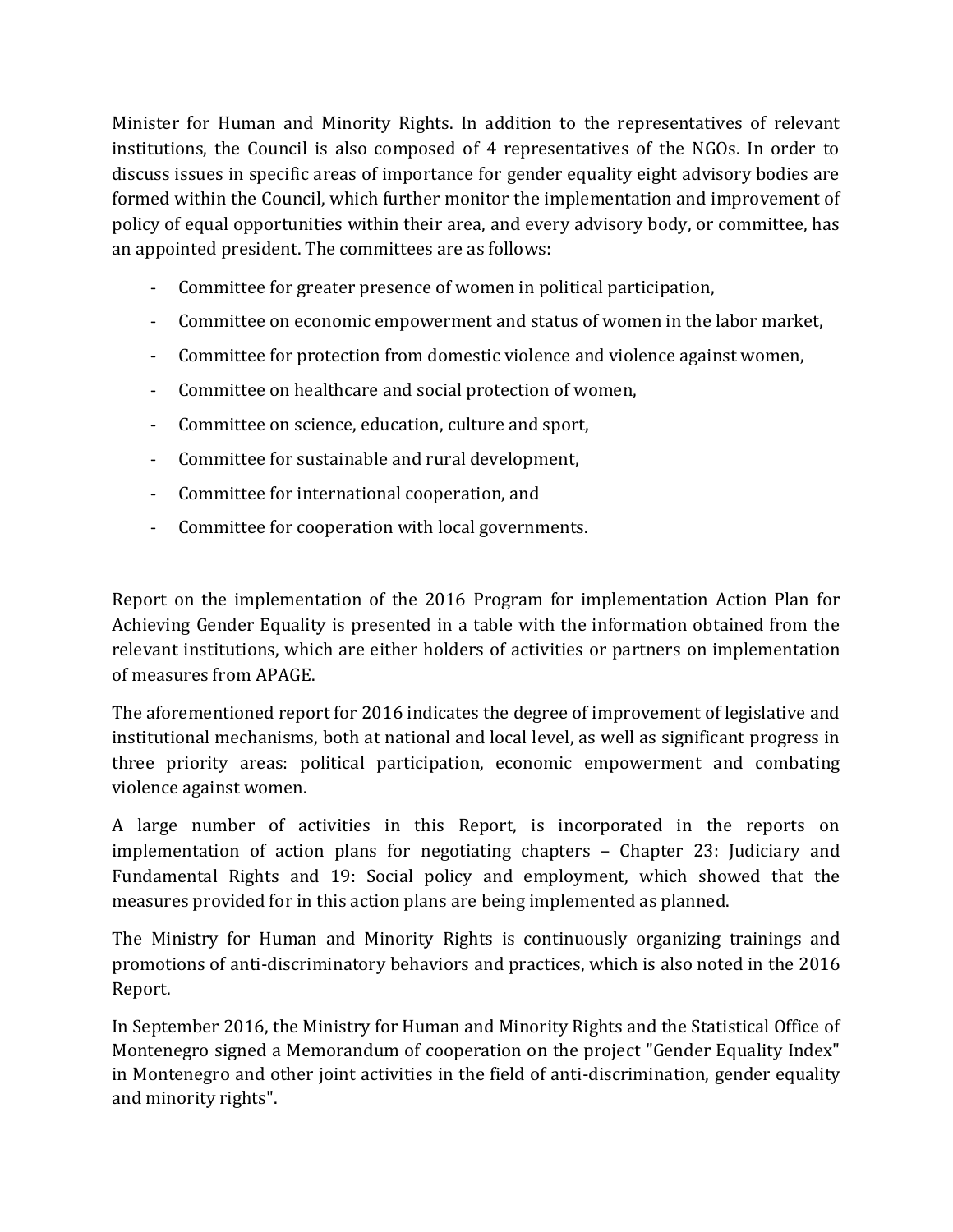Minister for Human and Minority Rights. In addition to the representatives of relevant institutions, the Council is also composed of 4 representatives of the NGOs. In order to discuss issues in specific areas of importance for gender equality eight advisory bodies are formed within the Council, which further monitor the implementation and improvement of policy of equal opportunities within their area, and every advisory body, or committee, has an appointed president. The committees are as follows:

- Committee for greater presence of women in political participation,
- Committee on economic empowerment and status of women in the labor market,
- Committee for protection from domestic violence and violence against women,
- Committee on healthcare and social protection of women,
- Committee on science, education, culture and sport,
- Committee for sustainable and rural development,
- Committee for international cooperation, and
- Committee for cooperation with local governments.

Report on the implementation of the 2016 Program for implementation Action Plan for Achieving Gender Equality is presented in a table with the information obtained from the relevant institutions, which are either holders of activities or partners on implementation of measures from APAGE.

The aforementioned report for 2016 indicates the degree of improvement of legislative and institutional mechanisms, both at national and local level, as well as significant progress in three priority areas: political participation, economic empowerment and combating violence against women.

A large number of activities in this Report, is incorporated in the reports on implementation of action plans for negotiating chapters – Chapter 23: Judiciary and Fundamental Rights and 19: Social policy and employment, which showed that the measures provided for in this action plans are being implemented as planned.

The Ministry for Human and Minority Rights is continuously organizing trainings and promotions of anti-discriminatory behaviors and practices, which is also noted in the 2016 Report.

In September 2016, the Ministry for Human and Minority Rights and the Statistical Office of Montenegro signed a Memorandum of cooperation on the project "Gender Equality Index" in Montenegro and other joint activities in the field of anti-discrimination, gender equality and minority rights".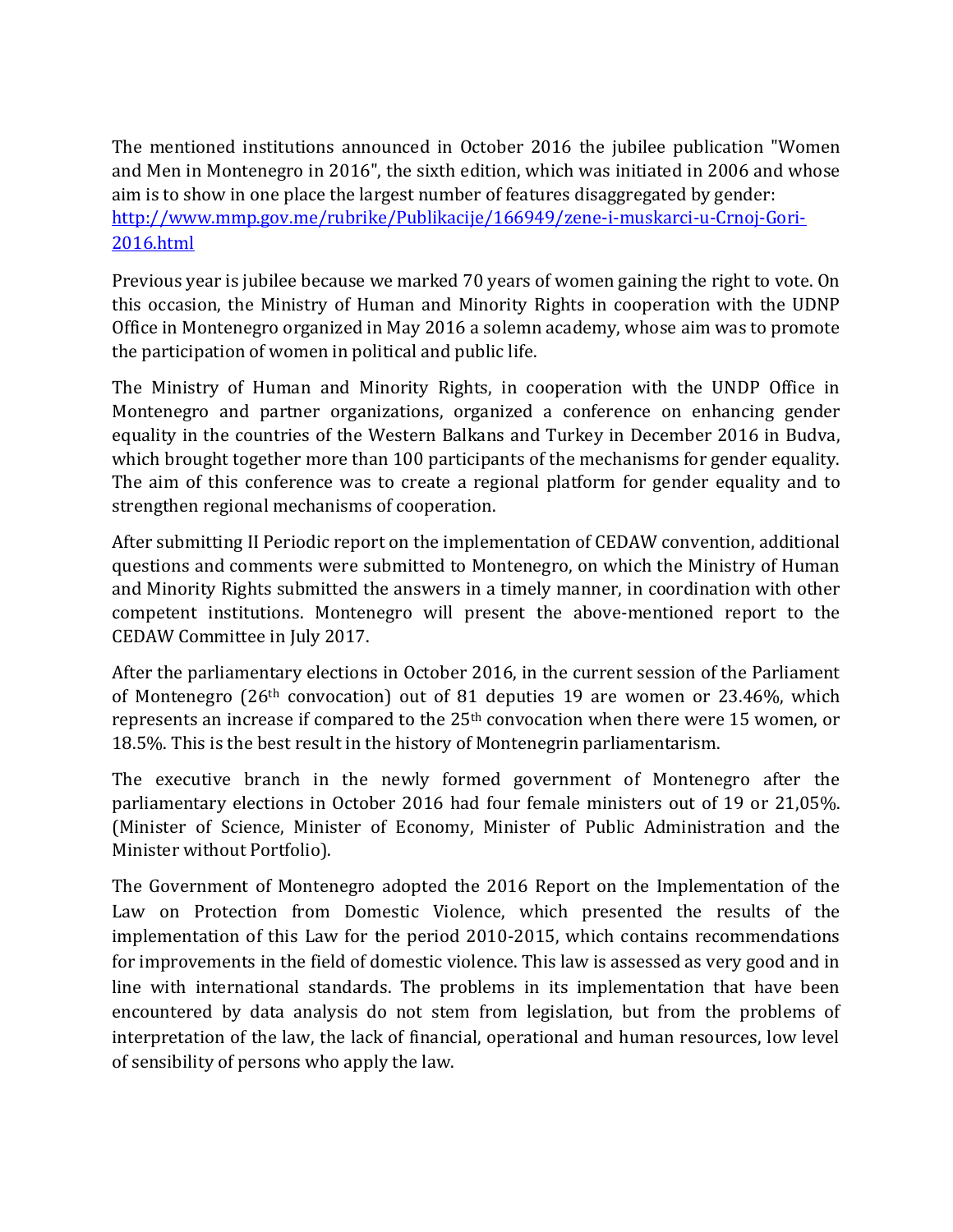The mentioned institutions announced in October 2016 the jubilee publication "Women and Men in Montenegro in 2016", the sixth edition, which was initiated in 2006 and whose aim is to show in one place the largest number of features disaggregated by gender: [http://www.mmp.gov.me/rubrike/Publikacije/166949/zene-i-muskarci-u-Crnoj-Gori-2016.html](http://www.mmp.gov.me/rubrike/Publikacije/166949/zene-i-muskarci-u-Crnoj-Gori-2016.html)

Previous year is jubilee because we marked 70 years of women gaining the right to vote. On this occasion, the Ministry of Human and Minority Rights in cooperation with the UDNP Office in Montenegro organized in May 2016 a solemn academy, whose aim was to promote the participation of women in political and public life.

The Ministry of Human and Minority Rights, in cooperation with the UNDP Office in Montenegro and partner organizations, organized a conference on enhancing gender equality in the countries of the Western Balkans and Turkey in December 2016 in Budva, which brought together more than 100 participants of the mechanisms for gender equality. The aim of this conference was to create a regional platform for gender equality and to strengthen regional mechanisms of cooperation.

After submitting II Periodic report on the implementation of CEDAW convention, additional questions and comments were submitted to Montenegro, on which the Ministry of Human and Minority Rights submitted the answers in a timely manner, in coordination with other competent institutions. Montenegro will present the above-mentioned report to the CEDAW Committee in July 2017.

After the parliamentary elections in October 2016, in the current session of the Parliament of Montenegro (26th convocation) out of 81 deputies 19 are women or 23.46%, which represents an increase if compared to the 25th convocation when there were 15 women, or 18.5%. This is the best result in the history of Montenegrin parliamentarism.

The executive branch in the newly formed government of Montenegro after the parliamentary elections in October 2016 had four female ministers out of 19 or 21,05%. (Minister of Science, Minister of Economy, Minister of Public Administration and the Minister without Portfolio).

The Government of Montenegro adopted the 2016 Report on the Implementation of the Law on Protection from Domestic Violence, which presented the results of the implementation of this Law for the period 2010-2015, which contains recommendations for improvements in the field of domestic violence. This law is assessed as very good and in line with international standards. The problems in its implementation that have been encountered by data analysis do not stem from legislation, but from the problems of interpretation of the law, the lack of financial, operational and human resources, low level of sensibility of persons who apply the law.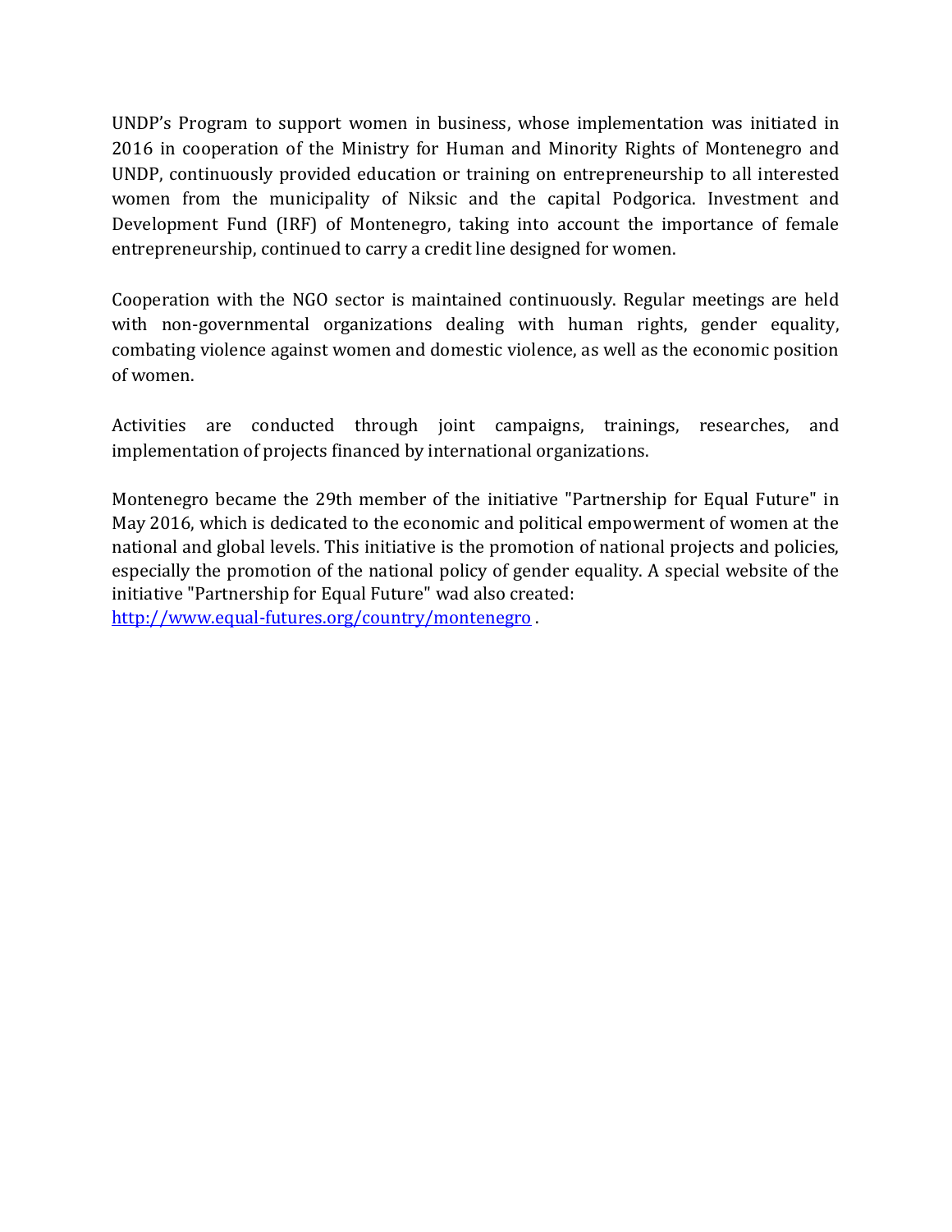UNDP's Program to support women in business, whose implementation was initiated in 2016 in cooperation of the Ministry for Human and Minority Rights of Montenegro and UNDP, continuously provided education or training on entrepreneurship to all interested women from the municipality of Niksic and the capital Podgorica. Investment and Development Fund (IRF) of Montenegro, taking into account the importance of female entrepreneurship, continued to carry a credit line designed for women.

Cooperation with the NGO sector is maintained continuously. Regular meetings are held with non-governmental organizations dealing with human rights, gender equality, combating violence against women and domestic violence, as well as the economic position of women.

Activities are conducted through joint campaigns, trainings, researches, and implementation of projects financed by international organizations.

Montenegro became the 29th member of the initiative "Partnership for Equal Future" in May 2016, which is dedicated to the economic and political empowerment of women at the national and global levels. This initiative is the promotion of national projects and policies, especially the promotion of the national policy of gender equality. A special website of the initiative "Partnership for Equal Future" wad also created: [http://www.equal-futures.org/country/montenegro](http://www.equal-futures.org/country/montenegro) .